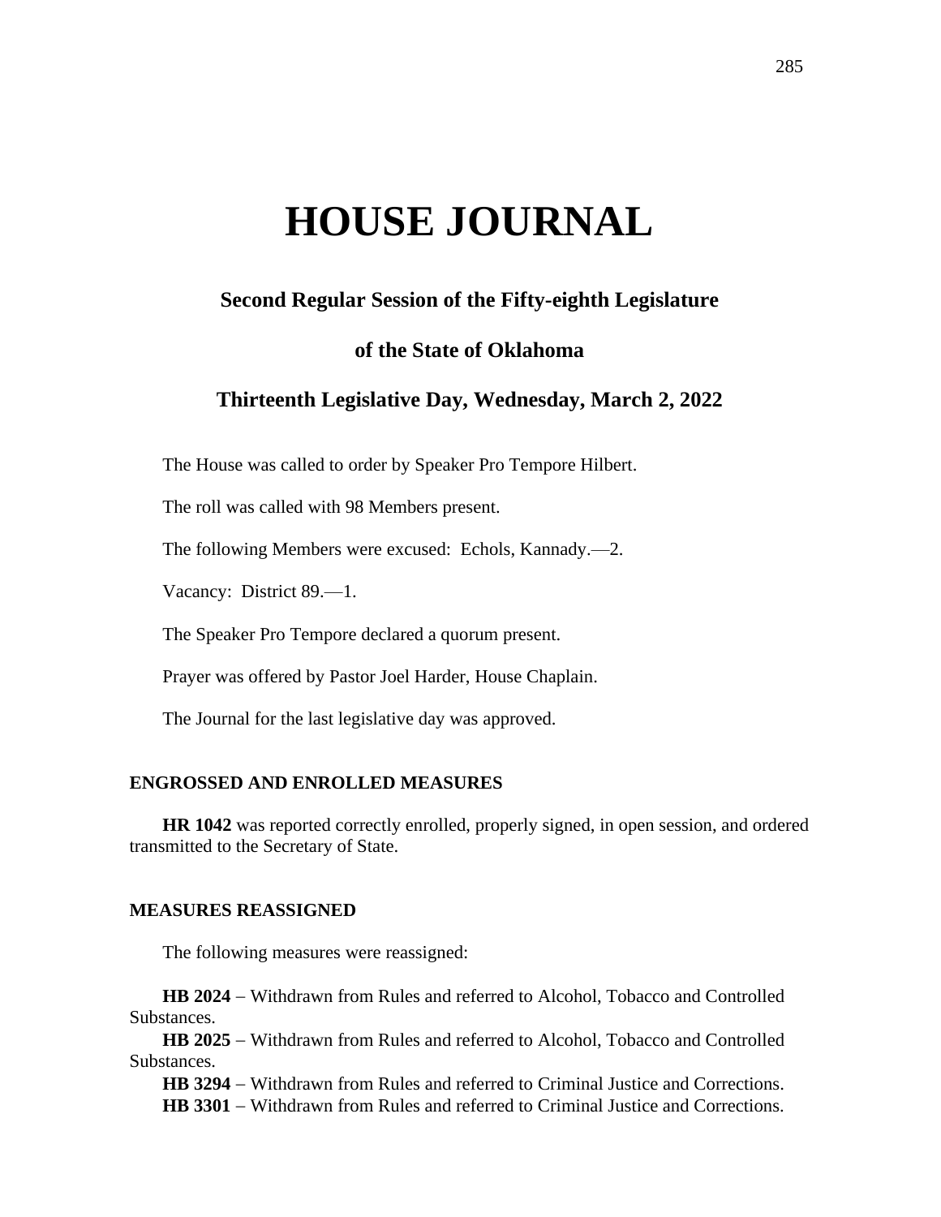# HOUSE JOURNAL

## Second Regular Session of the Fifty-eighth Legislature

## of the State of Oklahoma

## Thirteenth Legislative Day, Wednesday, March 2, 2022

The House was called to order by Speaker Pro Tempore Hilbert.

The roll was called with 98 Members present.

The following Members were excused: Echols, Kannady.—2.

Vacancy: District 89.—1.

The Speaker Pro Tempore declared a quorum present.

Prayer was offered by Pastor Joel Harder, House Chaplain.

The Journal for the last legislative day was approved.

### ENGROSSED AND ENROLLED MEASURES

**HR 1042** was reported correctly enrolled, properly signed, in open session, and ordered transmitted to the Secretary of State.

### MEASURES REASSIGNED

The following measures were reassigned:

**HB 2024** − Withdrawn from Rules and referred to Alcohol, Tobacco and Controlled Substances.
**HB 2025** − Withdrawn from Rules and referred to Alcohol, Tobacco and Controlled Substances.
**HB 3294** − Withdrawn from Rules and referred to Criminal Justice and Corrections.
**HB 3301** − Withdrawn from Rules and referred to Criminal Justice and Corrections.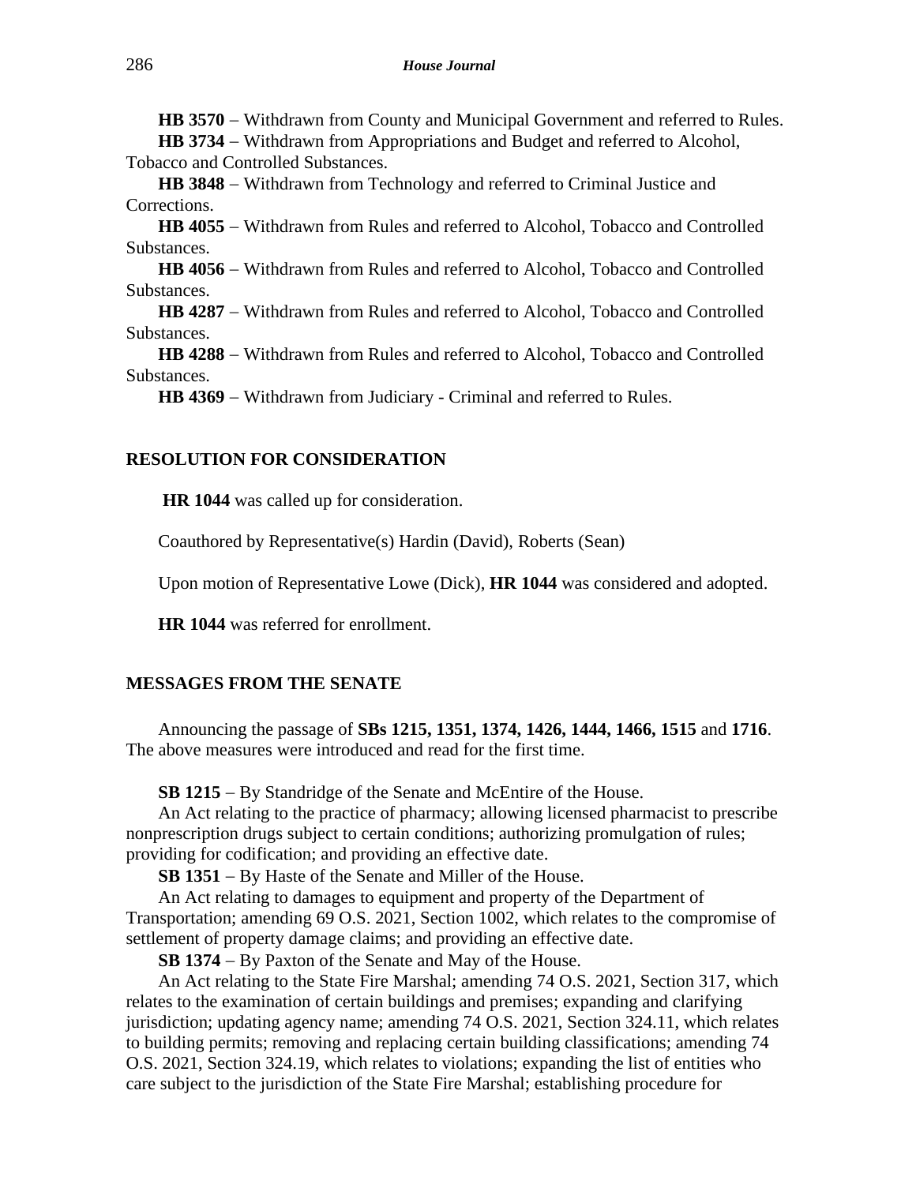**HB 3570** − Withdrawn from County and Municipal Government and referred to Rules.

**HB 3734** − Withdrawn from Appropriations and Budget and referred to Alcohol, Tobacco and Controlled Substances.

**HB 3848** − Withdrawn from Technology and referred to Criminal Justice and Corrections.

**HB 4055** − Withdrawn from Rules and referred to Alcohol, Tobacco and Controlled Substances.

**HB 4056** − Withdrawn from Rules and referred to Alcohol, Tobacco and Controlled Substances.

**HB 4287** − Withdrawn from Rules and referred to Alcohol, Tobacco and Controlled Substances.

**HB 4288** − Withdrawn from Rules and referred to Alcohol, Tobacco and Controlled Substances.

**HB 4369** − Withdrawn from Judiciary - Criminal and referred to Rules.

## RESOLUTION FOR CONSIDERATION

**HR 1044** was called up for consideration.

Coauthored by Representative(s) Hardin (David), Roberts (Sean)

Upon motion of Representative Lowe (Dick), **HR 1044** was considered and adopted.

**HR 1044** was referred for enrollment.

## MESSAGES FROM THE SENATE

Announcing the passage of **SBs 1215, 1351, 1374, 1426, 1444, 1466, 1515** and **1716**. The above measures were introduced and read for the first time.

**SB 1215** − By Standridge of the Senate and McEntire of the House.

An Act relating to the practice of pharmacy; allowing licensed pharmacist to prescribe nonprescription drugs subject to certain conditions; authorizing promulgation of rules; providing for codification; and providing an effective date.

**SB 1351** − By Haste of the Senate and Miller of the House.

An Act relating to damages to equipment and property of the Department of Transportation; amending 69 O.S. 2021, Section 1002, which relates to the compromise of settlement of property damage claims; and providing an effective date.

**SB 1374** − By Paxton of the Senate and May of the House.

An Act relating to the State Fire Marshal; amending 74 O.S. 2021, Section 317, which relates to the examination of certain buildings and premises; expanding and clarifying jurisdiction; updating agency name; amending 74 O.S. 2021, Section 324.11, which relates to building permits; removing and replacing certain building classifications; amending 74 O.S. 2021, Section 324.19, which relates to violations; expanding the list of entities who care subject to the jurisdiction of the State Fire Marshal; establishing procedure for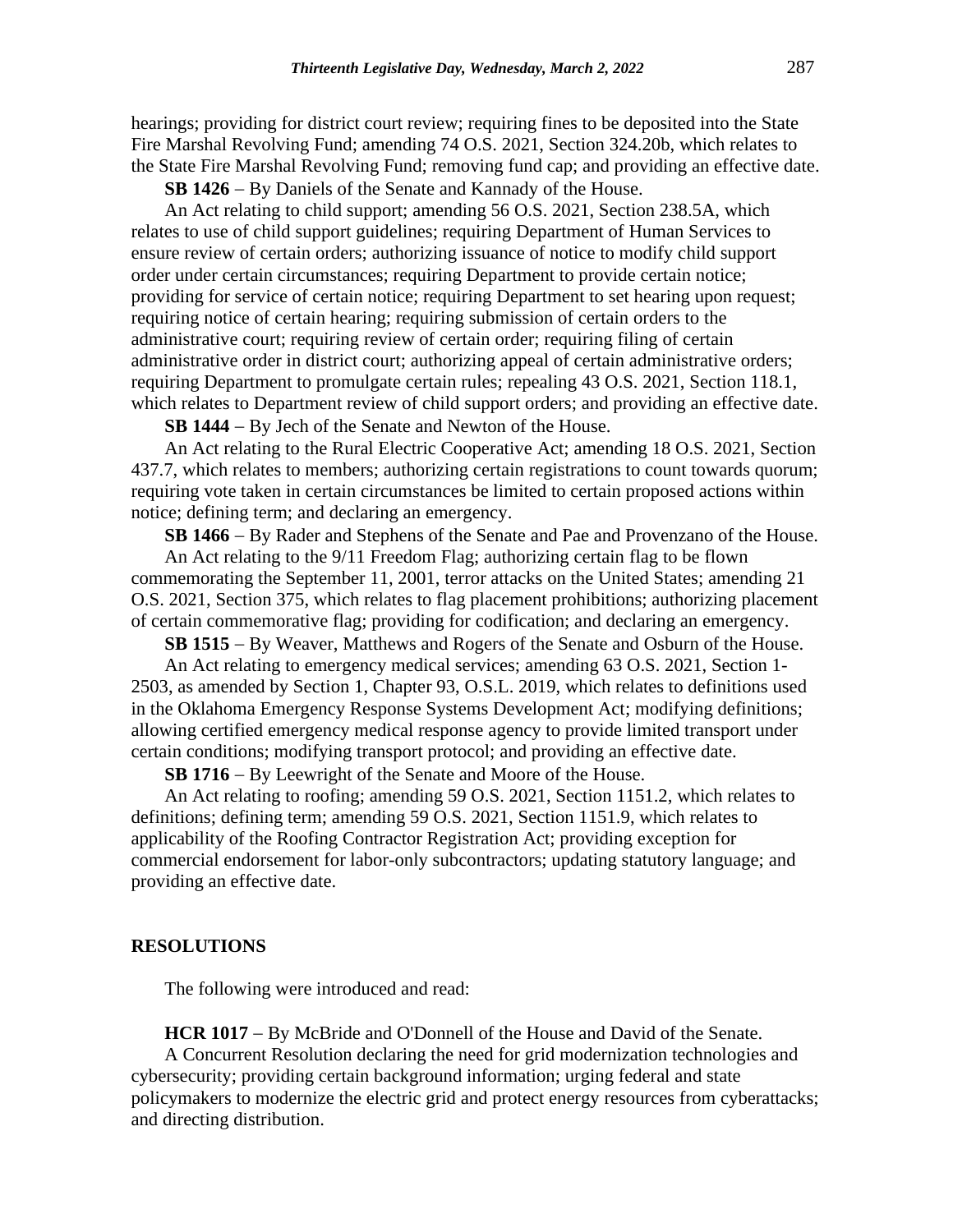hearings; providing for district court review; requiring fines to be deposited into the State Fire Marshal Revolving Fund; amending 74 O.S. 2021, Section 324.20b, which relates to the State Fire Marshal Revolving Fund; removing fund cap; and providing an effective date.

**SB 1426** – By Daniels of the Senate and Kannady of the House.

An Act relating to child support; amending 56 O.S. 2021, Section 238.5A, which relates to use of child support guidelines; requiring Department of Human Services to ensure review of certain orders; authorizing issuance of notice to modify child support order under certain circumstances; requiring Department to provide certain notice; providing for service of certain notice; requiring Department to set hearing upon request; requiring notice of certain hearing; requiring submission of certain orders to the administrative court; requiring review of certain order; requiring filing of certain administrative order in district court; authorizing appeal of certain administrative orders; requiring Department to promulgate certain rules; repealing 43 O.S. 2021, Section 118.1, which relates to Department review of child support orders; and providing an effective date.

**SB 1444** – By Jech of the Senate and Newton of the House.

An Act relating to the Rural Electric Cooperative Act; amending 18 O.S. 2021, Section 437.7, which relates to members; authorizing certain registrations to count towards quorum; requiring vote taken in certain circumstances be limited to certain proposed actions within notice; defining term; and declaring an emergency.

**SB 1466** – By Rader and Stephens of the Senate and Pae and Provenzano of the House.

An Act relating to the 9/11 Freedom Flag; authorizing certain flag to be flown commemorating the September 11, 2001, terror attacks on the United States; amending 21 O.S. 2021, Section 375, which relates to flag placement prohibitions; authorizing placement of certain commemorative flag; providing for codification; and declaring an emergency.

**SB 1515** – By Weaver, Matthews and Rogers of the Senate and Osburn of the House.

An Act relating to emergency medical services; amending 63 O.S. 2021, Section 1-2503, as amended by Section 1, Chapter 93, O.S.L. 2019, which relates to definitions used in the Oklahoma Emergency Response Systems Development Act; modifying definitions; allowing certified emergency medical response agency to provide limited transport under certain conditions; modifying transport protocol; and providing an effective date.

**SB 1716** – By Leewright of the Senate and Moore of the House.

An Act relating to roofing; amending 59 O.S. 2021, Section 1151.2, which relates to definitions; defining term; amending 59 O.S. 2021, Section 1151.9, which relates to applicability of the Roofing Contractor Registration Act; providing exception for commercial endorsement for labor-only subcontractors; updating statutory language; and providing an effective date.

## RESOLUTIONS

The following were introduced and read:

**HCR 1017** – By McBride and O'Donnell of the House and David of the Senate.

A Concurrent Resolution declaring the need for grid modernization technologies and cybersecurity; providing certain background information; urging federal and state policymakers to modernize the electric grid and protect energy resources from cyberattacks; and directing distribution.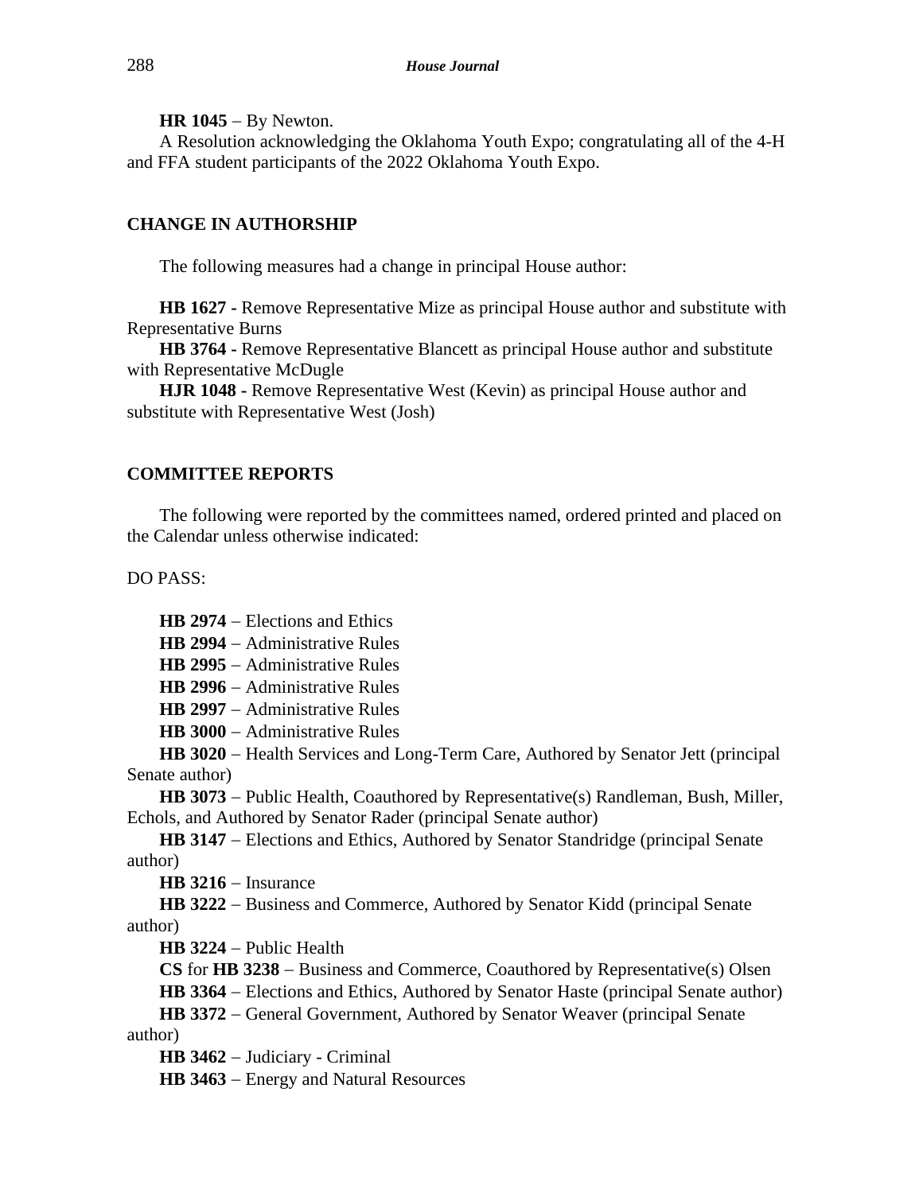**HR 1045** − By Newton.

A Resolution acknowledging the Oklahoma Youth Expo; congratulating all of the 4-H and FFA student participants of the 2022 Oklahoma Youth Expo.

## CHANGE IN AUTHORSHIP

The following measures had a change in principal House author:

**HB 1627 -** Remove Representative Mize as principal House author and substitute with Representative Burns

**HB 3764 -** Remove Representative Blancett as principal House author and substitute with Representative McDugle

**HJR 1048 -** Remove Representative West (Kevin) as principal House author and substitute with Representative West (Josh)

## COMMITTEE REPORTS

The following were reported by the committees named, ordered printed and placed on the Calendar unless otherwise indicated:

DO PASS:

**HB 2974** − Elections and Ethics

**HB 2994** − Administrative Rules

**HB 2995** − Administrative Rules

**HB 2996** − Administrative Rules

**HB 2997** − Administrative Rules

**HB 3000** − Administrative Rules

**HB 3020** − Health Services and Long-Term Care, Authored by Senator Jett (principal Senate author)

**HB 3073** − Public Health, Coauthored by Representative(s) Randleman, Bush, Miller, Echols, and Authored by Senator Rader (principal Senate author)

**HB 3147** − Elections and Ethics, Authored by Senator Standridge (principal Senate author)

**HB 3216** − Insurance

**HB 3222** − Business and Commerce, Authored by Senator Kidd (principal Senate author)

**HB 3224** − Public Health

**CS** for **HB 3238** − Business and Commerce, Coauthored by Representative(s) Olsen

**HB 3364** − Elections and Ethics, Authored by Senator Haste (principal Senate author)

**HB 3372** − General Government, Authored by Senator Weaver (principal Senate author)

**HB 3462** − Judiciary - Criminal

**HB 3463** − Energy and Natural Resources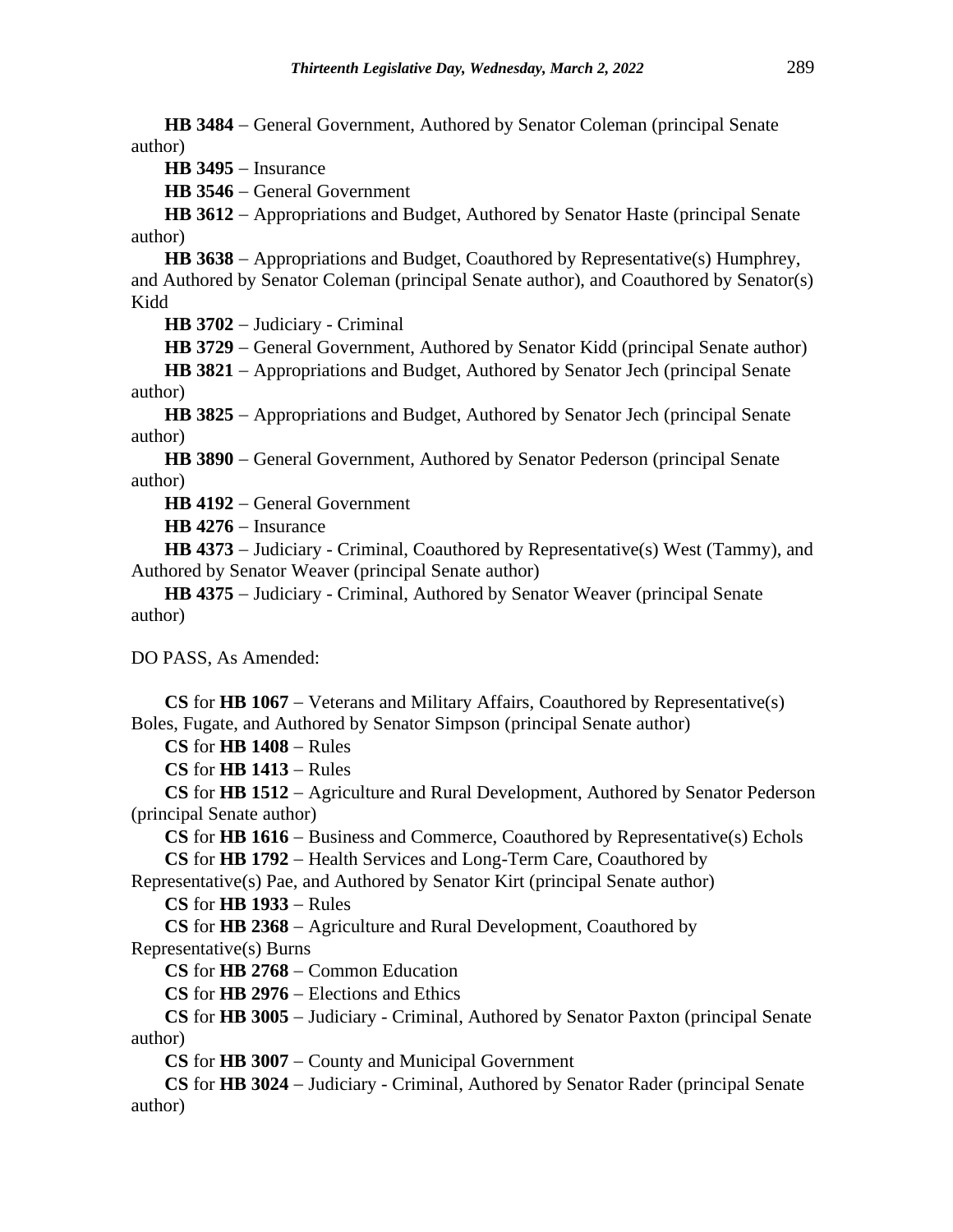**HB 3484** – General Government, Authored by Senator Coleman (principal Senate author)

**HB 3495** – Insurance

**HB 3546** – General Government

**HB 3612** – Appropriations and Budget, Authored by Senator Haste (principal Senate author)

**HB 3638** – Appropriations and Budget, Coauthored by Representative(s) Humphrey, and Authored by Senator Coleman (principal Senate author), and Coauthored by Senator(s) Kidd

**HB 3702** – Judiciary - Criminal

**HB 3729** – General Government, Authored by Senator Kidd (principal Senate author)

**HB 3821** – Appropriations and Budget, Authored by Senator Jech (principal Senate author)

**HB 3825** – Appropriations and Budget, Authored by Senator Jech (principal Senate author)

**HB 3890** – General Government, Authored by Senator Pederson (principal Senate author)

**HB 4192** – General Government

**HB 4276** – Insurance

**HB 4373** – Judiciary - Criminal, Coauthored by Representative(s) West (Tammy), and Authored by Senator Weaver (principal Senate author)

**HB 4375** – Judiciary - Criminal, Authored by Senator Weaver (principal Senate author)

DO PASS, As Amended:

**CS** for **HB 1067** – Veterans and Military Affairs, Coauthored by Representative(s) Boles, Fugate, and Authored by Senator Simpson (principal Senate author)

**CS** for **HB 1408** – Rules

**CS** for **HB 1413** – Rules

**CS** for **HB 1512** – Agriculture and Rural Development, Authored by Senator Pederson (principal Senate author)

**CS** for **HB 1616** – Business and Commerce, Coauthored by Representative(s) Echols

**CS** for **HB 1792** – Health Services and Long-Term Care, Coauthored by Representative(s) Pae, and Authored by Senator Kirt (principal Senate author)

**CS** for **HB 1933** – Rules

**CS** for **HB 2368** – Agriculture and Rural Development, Coauthored by Representative(s) Burns

**CS** for **HB 2768** – Common Education

**CS** for **HB 2976** – Elections and Ethics

**CS** for **HB 3005** – Judiciary - Criminal, Authored by Senator Paxton (principal Senate author)

**CS** for **HB 3007** – County and Municipal Government

**CS** for **HB 3024** – Judiciary - Criminal, Authored by Senator Rader (principal Senate author)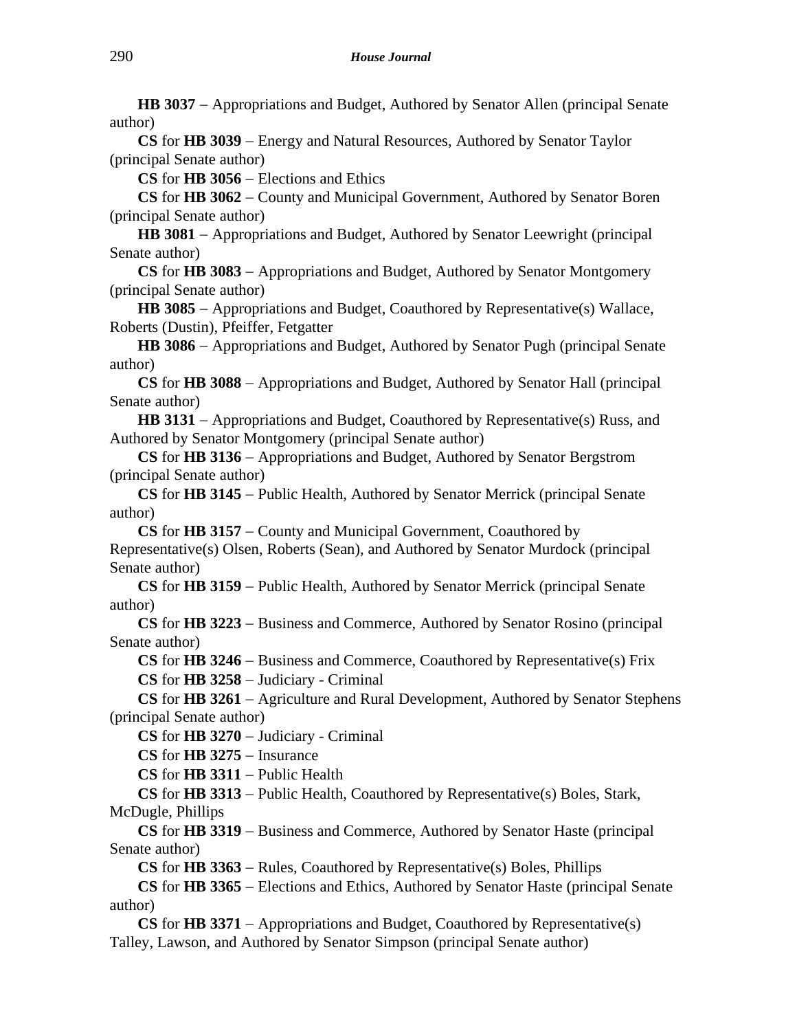**HB 3037** − Appropriations and Budget, Authored by Senator Allen (principal Senate author)

**CS** for **HB 3039** − Energy and Natural Resources, Authored by Senator Taylor (principal Senate author)

**CS** for **HB 3056** − Elections and Ethics

**CS** for **HB 3062** − County and Municipal Government, Authored by Senator Boren (principal Senate author)

**HB 3081** − Appropriations and Budget, Authored by Senator Leewright (principal Senate author)

**CS** for **HB 3083** − Appropriations and Budget, Authored by Senator Montgomery (principal Senate author)

**HB 3085** − Appropriations and Budget, Coauthored by Representative(s) Wallace, Roberts (Dustin), Pfeiffer, Fetgatter

**HB 3086** − Appropriations and Budget, Authored by Senator Pugh (principal Senate author)

**CS** for **HB 3088** − Appropriations and Budget, Authored by Senator Hall (principal Senate author)

**HB 3131** − Appropriations and Budget, Coauthored by Representative(s) Russ, and Authored by Senator Montgomery (principal Senate author)

**CS** for **HB 3136** − Appropriations and Budget, Authored by Senator Bergstrom (principal Senate author)

**CS** for **HB 3145** − Public Health, Authored by Senator Merrick (principal Senate author)

**CS** for **HB 3157** − County and Municipal Government, Coauthored by Representative(s) Olsen, Roberts (Sean), and Authored by Senator Murdock (principal Senate author)

**CS** for **HB 3159** − Public Health, Authored by Senator Merrick (principal Senate author)

**CS** for **HB 3223** − Business and Commerce, Authored by Senator Rosino (principal Senate author)

**CS** for **HB 3246** − Business and Commerce, Coauthored by Representative(s) Frix

**CS** for **HB 3258** − Judiciary - Criminal

**CS** for **HB 3261** − Agriculture and Rural Development, Authored by Senator Stephens (principal Senate author)

**CS** for **HB 3270** − Judiciary - Criminal

**CS** for **HB 3275** − Insurance

**CS** for **HB 3311** − Public Health

**CS** for **HB 3313** − Public Health, Coauthored by Representative(s) Boles, Stark, McDugle, Phillips

**CS** for **HB 3319** − Business and Commerce, Authored by Senator Haste (principal Senate author)

**CS** for **HB 3363** − Rules, Coauthored by Representative(s) Boles, Phillips

**CS** for **HB 3365** − Elections and Ethics, Authored by Senator Haste (principal Senate author)

**CS** for **HB 3371** − Appropriations and Budget, Coauthored by Representative(s) Talley, Lawson, and Authored by Senator Simpson (principal Senate author)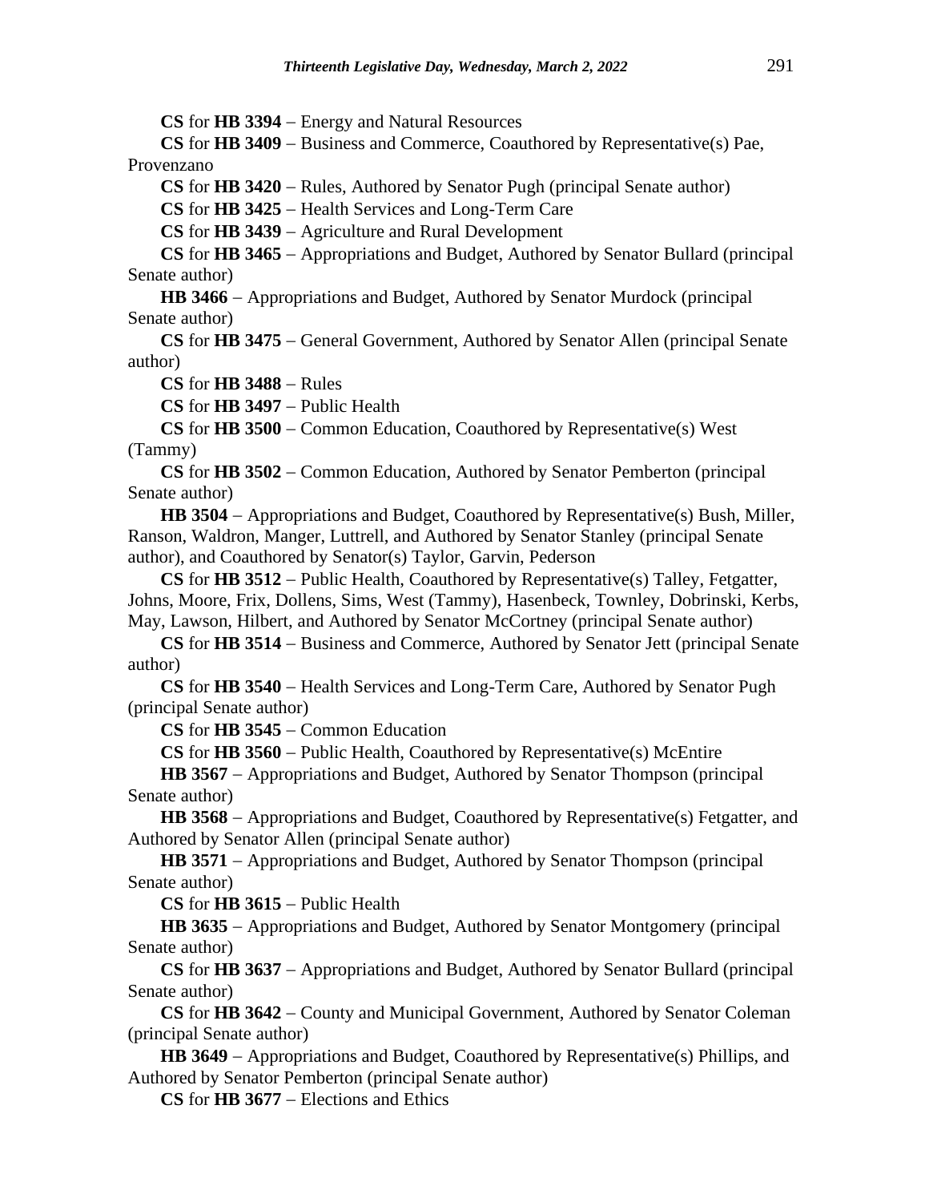**CS** for **HB 3394** – Energy and Natural Resources

**CS** for **HB 3409** – Business and Commerce, Coauthored by Representative(s) Pae, Provenzano

**CS** for **HB 3420** – Rules, Authored by Senator Pugh (principal Senate author)

**CS** for **HB 3425** – Health Services and Long-Term Care

**CS** for **HB 3439** – Agriculture and Rural Development

**CS** for **HB 3465** – Appropriations and Budget, Authored by Senator Bullard (principal Senate author)

**HB 3466** – Appropriations and Budget, Authored by Senator Murdock (principal Senate author)

**CS** for **HB 3475** – General Government, Authored by Senator Allen (principal Senate author)

**CS** for **HB 3488** – Rules

**CS** for **HB 3497** – Public Health

**CS** for **HB 3500** – Common Education, Coauthored by Representative(s) West (Tammy)

**CS** for **HB 3502** – Common Education, Authored by Senator Pemberton (principal Senate author)

**HB 3504** – Appropriations and Budget, Coauthored by Representative(s) Bush, Miller, Ranson, Waldron, Manger, Luttrell, and Authored by Senator Stanley (principal Senate author), and Coauthored by Senator(s) Taylor, Garvin, Pederson

**CS** for **HB 3512** – Public Health, Coauthored by Representative(s) Talley, Fetgatter, Johns, Moore, Frix, Dollens, Sims, West (Tammy), Hasenbeck, Townley, Dobrinski, Kerbs, May, Lawson, Hilbert, and Authored by Senator McCortney (principal Senate author)

**CS** for **HB 3514** – Business and Commerce, Authored by Senator Jett (principal Senate author)

**CS** for **HB 3540** – Health Services and Long-Term Care, Authored by Senator Pugh (principal Senate author)

**CS** for **HB 3545** – Common Education

**CS** for **HB 3560** – Public Health, Coauthored by Representative(s) McEntire

**HB 3567** – Appropriations and Budget, Authored by Senator Thompson (principal Senate author)

**HB 3568** – Appropriations and Budget, Coauthored by Representative(s) Fetgatter, and Authored by Senator Allen (principal Senate author)

**HB 3571** – Appropriations and Budget, Authored by Senator Thompson (principal Senate author)

**CS** for **HB 3615** – Public Health

**HB 3635** – Appropriations and Budget, Authored by Senator Montgomery (principal Senate author)

**CS** for **HB 3637** – Appropriations and Budget, Authored by Senator Bullard (principal Senate author)

**CS** for **HB 3642** – County and Municipal Government, Authored by Senator Coleman (principal Senate author)

**HB 3649** – Appropriations and Budget, Coauthored by Representative(s) Phillips, and Authored by Senator Pemberton (principal Senate author)

**CS** for **HB 3677** – Elections and Ethics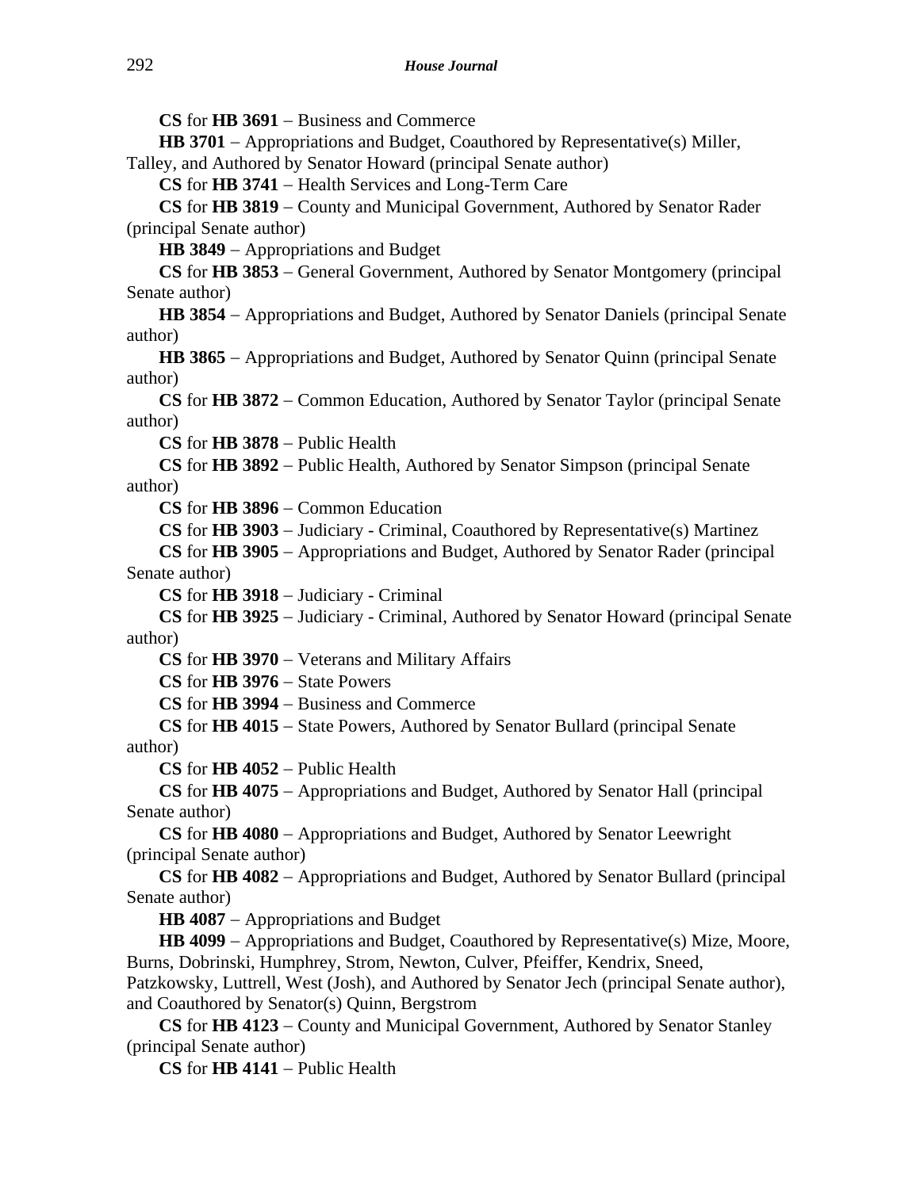**CS** for **HB 3691** − Business and Commerce

**HB 3701** − Appropriations and Budget, Coauthored by Representative(s) Miller, Talley, and Authored by Senator Howard (principal Senate author)

**CS** for **HB 3741** − Health Services and Long-Term Care

**CS** for **HB 3819** − County and Municipal Government, Authored by Senator Rader (principal Senate author)

**HB 3849** − Appropriations and Budget

**CS** for **HB 3853** − General Government, Authored by Senator Montgomery (principal Senate author)

**HB 3854** − Appropriations and Budget, Authored by Senator Daniels (principal Senate author)

**HB 3865** − Appropriations and Budget, Authored by Senator Quinn (principal Senate author)

**CS** for **HB 3872** − Common Education, Authored by Senator Taylor (principal Senate author)

**CS** for **HB 3878** − Public Health

**CS** for **HB 3892** − Public Health, Authored by Senator Simpson (principal Senate author)

**CS** for **HB 3896** − Common Education

**CS** for **HB 3903** − Judiciary - Criminal, Coauthored by Representative(s) Martinez

**CS** for **HB 3905** − Appropriations and Budget, Authored by Senator Rader (principal Senate author)

**CS** for **HB 3918** − Judiciary - Criminal

**CS** for **HB 3925** − Judiciary - Criminal, Authored by Senator Howard (principal Senate author)

**CS** for **HB 3970** − Veterans and Military Affairs

**CS** for **HB 3976** − State Powers

**CS** for **HB 3994** − Business and Commerce

**CS** for **HB 4015** − State Powers, Authored by Senator Bullard (principal Senate author)

**CS** for **HB 4052** − Public Health

**CS** for **HB 4075** − Appropriations and Budget, Authored by Senator Hall (principal Senate author)

**CS** for **HB 4080** − Appropriations and Budget, Authored by Senator Leewright (principal Senate author)

**CS** for **HB 4082** − Appropriations and Budget, Authored by Senator Bullard (principal Senate author)

**HB 4087** − Appropriations and Budget

**HB 4099** − Appropriations and Budget, Coauthored by Representative(s) Mize, Moore, Burns, Dobrinski, Humphrey, Strom, Newton, Culver, Pfeiffer, Kendrix, Sneed, Patzkowsky, Luttrell, West (Josh), and Authored by Senator Jech (principal Senate author), and Coauthored by Senator(s) Quinn, Bergstrom

**CS** for **HB 4123** − County and Municipal Government, Authored by Senator Stanley (principal Senate author)

**CS** for **HB 4141** − Public Health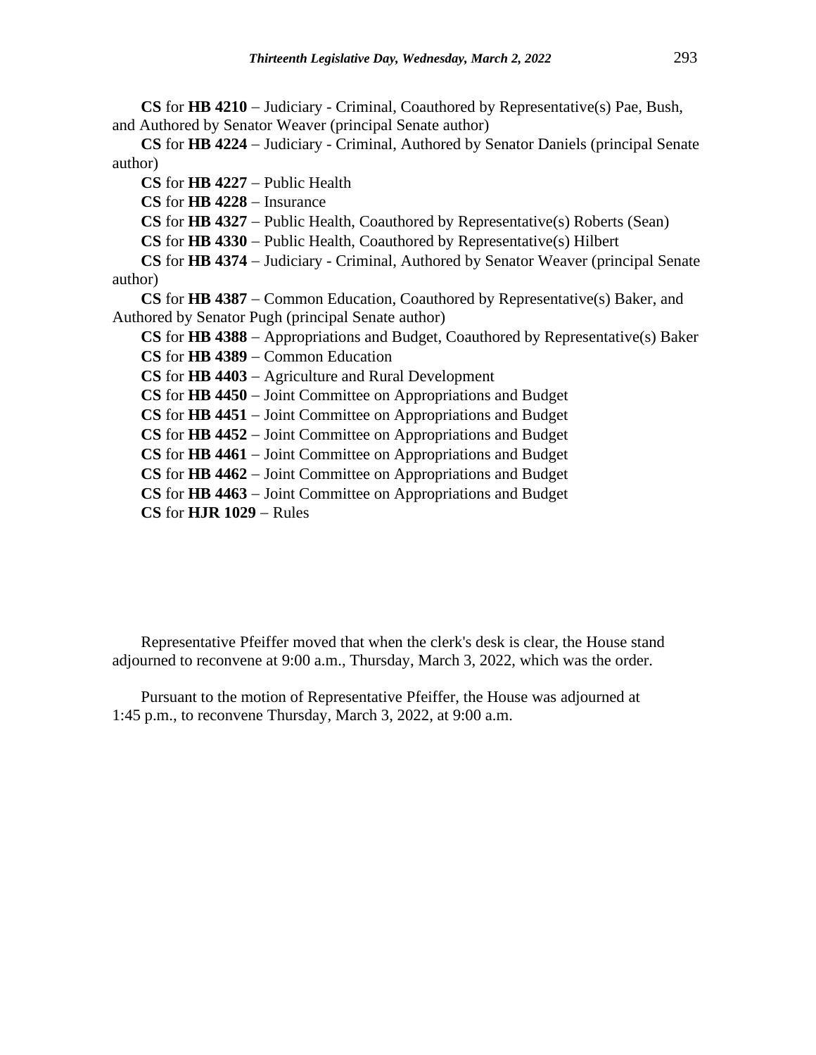**CS** for **HB 4210** – Judiciary - Criminal, Coauthored by Representative(s) Pae, Bush, and Authored by Senator Weaver (principal Senate author)

**CS** for **HB 4224** – Judiciary - Criminal, Authored by Senator Daniels (principal Senate author)

**CS** for **HB 4227** – Public Health

**CS** for **HB 4228** – Insurance

**CS** for **HB 4327** – Public Health, Coauthored by Representative(s) Roberts (Sean)

**CS** for **HB 4330** – Public Health, Coauthored by Representative(s) Hilbert

**CS** for **HB 4374** – Judiciary - Criminal, Authored by Senator Weaver (principal Senate author)

**CS** for **HB 4387** – Common Education, Coauthored by Representative(s) Baker, and Authored by Senator Pugh (principal Senate author)

**CS** for **HB 4388** – Appropriations and Budget, Coauthored by Representative(s) Baker

**CS** for **HB 4389** – Common Education

**CS** for **HB 4403** – Agriculture and Rural Development

**CS** for **HB 4450** – Joint Committee on Appropriations and Budget

**CS** for **HB 4451** – Joint Committee on Appropriations and Budget

**CS** for **HB 4452** – Joint Committee on Appropriations and Budget

**CS** for **HB 4461** – Joint Committee on Appropriations and Budget

**CS** for **HB 4462** – Joint Committee on Appropriations and Budget

**CS** for **HB 4463** – Joint Committee on Appropriations and Budget

**CS** for **HJR 1029** – Rules

Representative Pfeiffer moved that when the clerk's desk is clear, the House stand adjourned to reconvene at 9:00 a.m., Thursday, March 3, 2022, which was the order.

Pursuant to the motion of Representative Pfeiffer, the House was adjourned at 1:45 p.m., to reconvene Thursday, March 3, 2022, at 9:00 a.m.